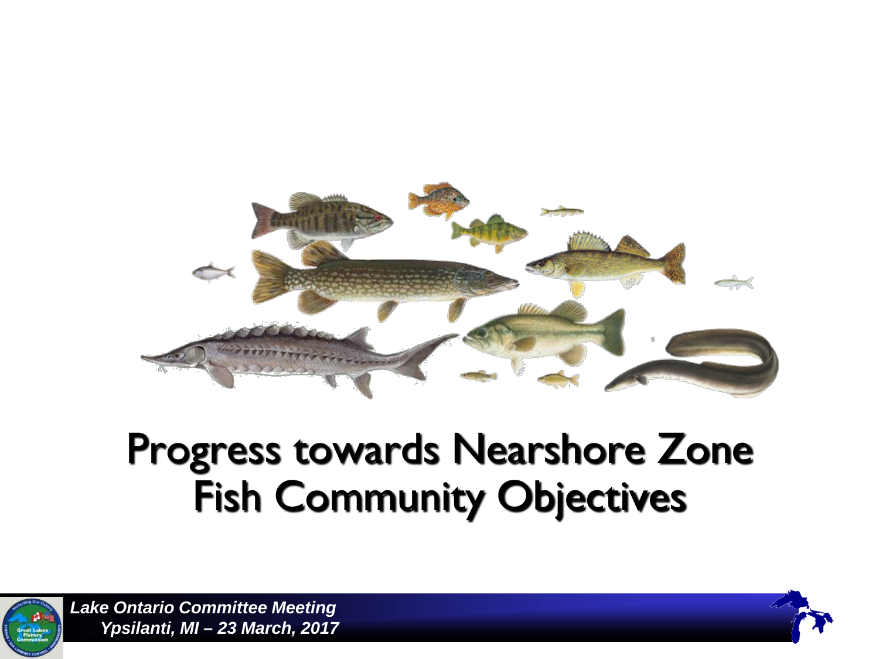# Progress towards Nearshore Zone Fish Community Objectives

***Lake Ontario Committee Meeting***
***Ypsilanti, MI – 23 March, 2017***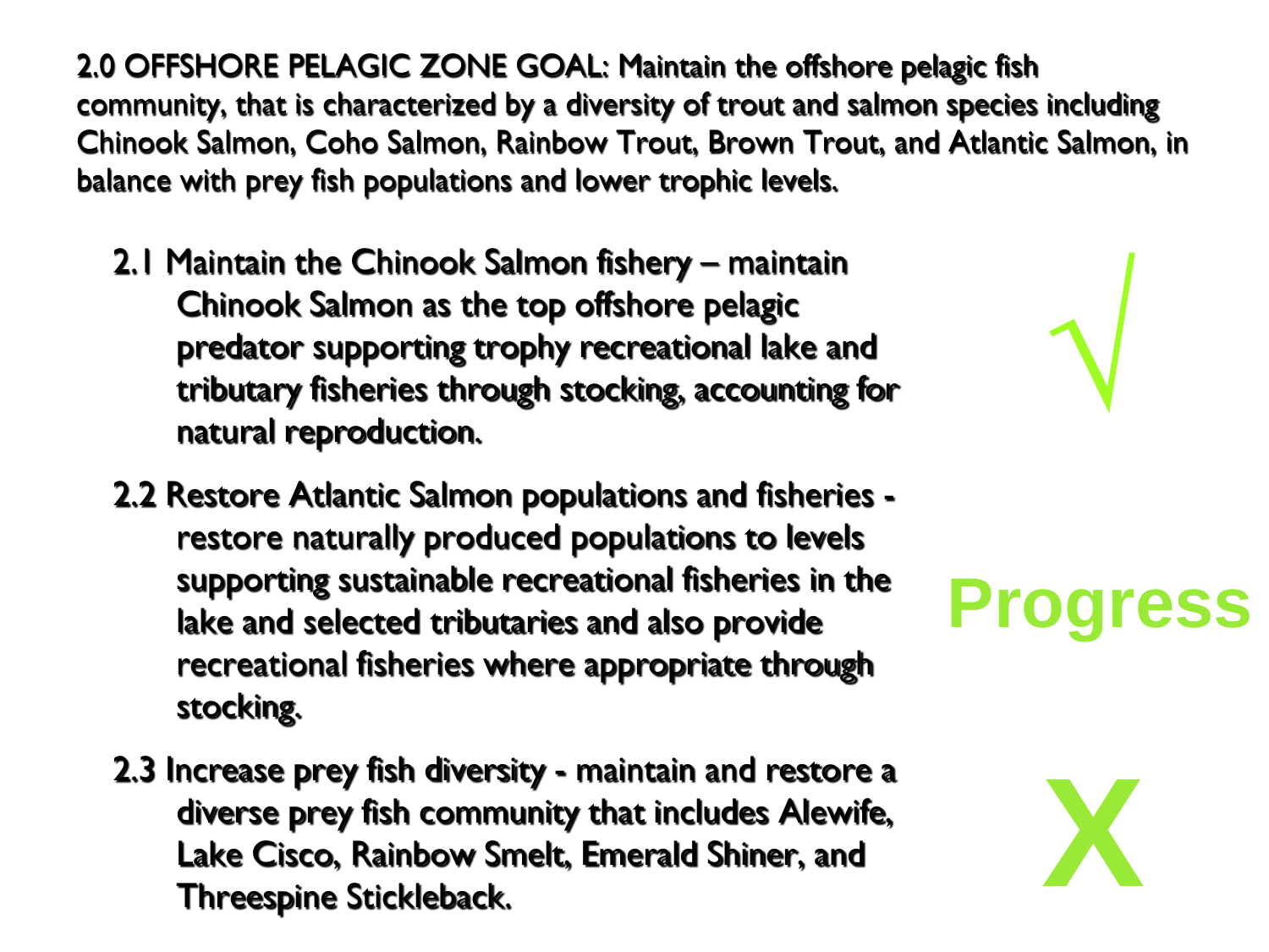**2.0 OFFSHORE PELAGIC ZONE GOAL: Maintain the offshore pelagic fish community, that is characterized by a diversity of trout and salmon species including Chinook Salmon, Coho Salmon, Rainbow Trout, Brown Trout, and Atlantic Salmon, in balance with prey fish populations and lower trophic levels.**

- 2.1 Maintain the Chinook Salmon fishery – maintain Chinook Salmon as the top offshore pelagic predator supporting trophy recreational lake and tributary fisheries through stocking, accounting for natural reproduction. √

- 2.2 Restore Atlantic Salmon populations and fisheries - restore naturally produced populations to levels supporting sustainable recreational fisheries in the lake and selected tributaries and also provide recreational fisheries where appropriate through stocking. **Progress**

- 2.3 Increase prey fish diversity - maintain and restore a diverse prey fish community that includes Alewife, Lake Cisco, Rainbow Smelt, Emerald Shiner, and Threespine Stickleback. **X**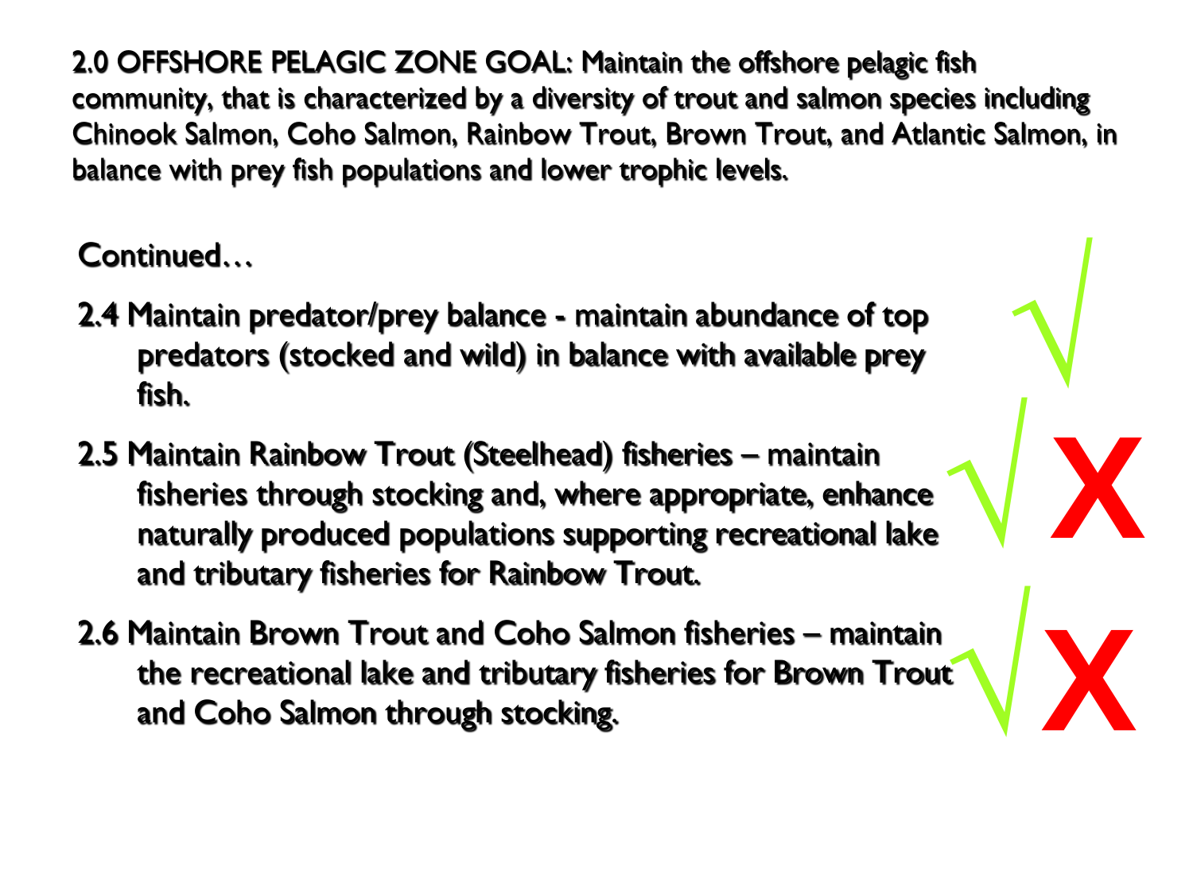2.0 OFFSHORE PELAGIC ZONE GOAL: Maintain the offshore pelagic fish community, that is characterized by a diversity of trout and salmon species including Chinook Salmon, Coho Salmon, Rainbow Trout, Brown Trout, and Atlantic Salmon, in balance with prey fish populations and lower trophic levels.

Continued…

2.4 Maintain predator/prey balance - maintain abundance of top predators (stocked and wild) in balance with available prey fish. √

2.5 Maintain Rainbow Trout (Steelhead) fisheries – maintain fisheries through stocking and, where appropriate, enhance naturally produced populations supporting recreational lake and tributary fisheries for Rainbow Trout. √ X

2.6 Maintain Brown Trout and Coho Salmon fisheries – maintain the recreational lake and tributary fisheries for Brown Trout and Coho Salmon through stocking. √ X